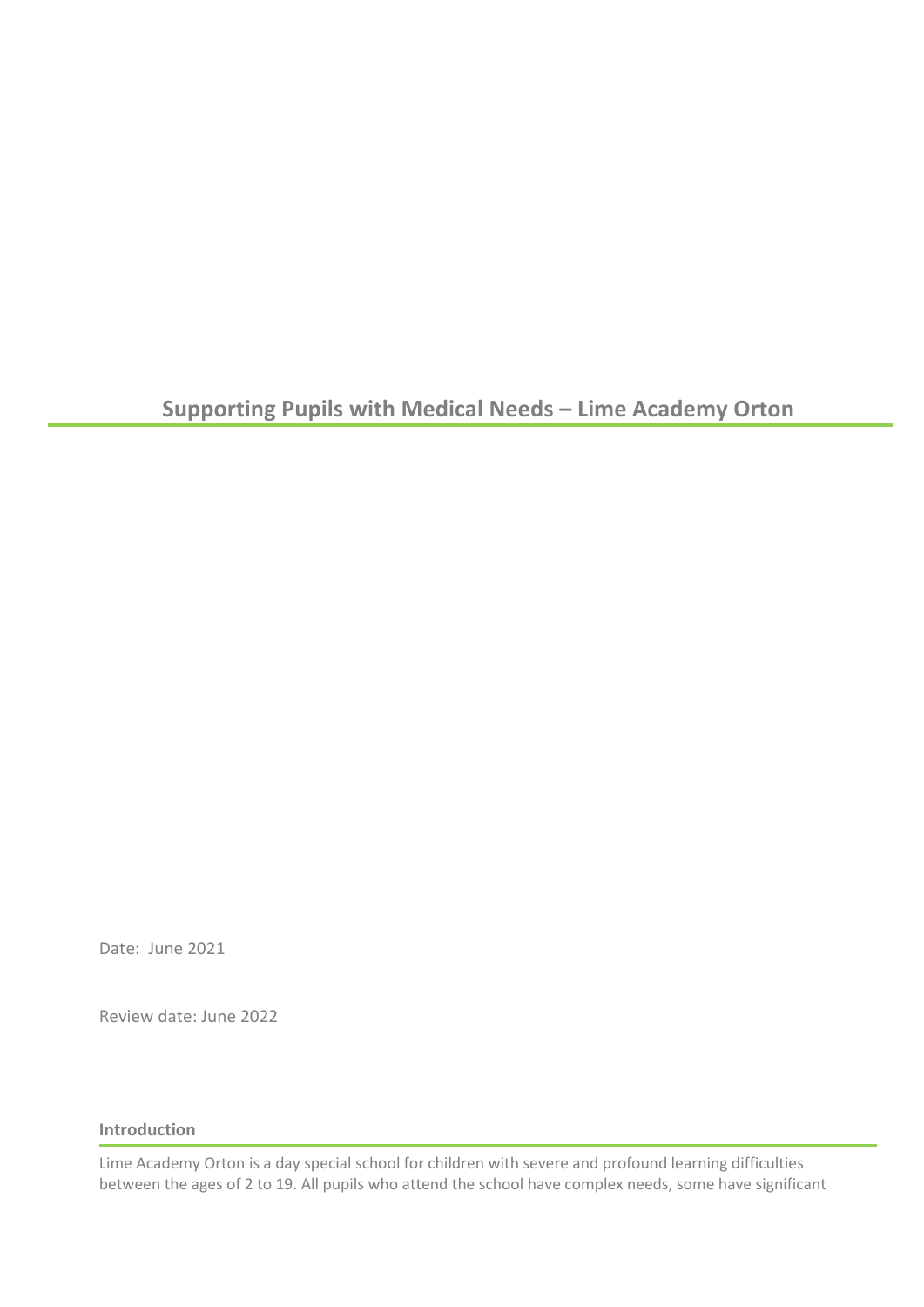# Supporting Pupils with Medical Needs – Lime Academy Orton

Date: June 2021

Review date: June 2022

## Introduction

Lime Academy Orton is a day special school for children with severe and profound learning difficulties between the ages of 2 to 19. All pupils who attend the school have complex needs, some have significant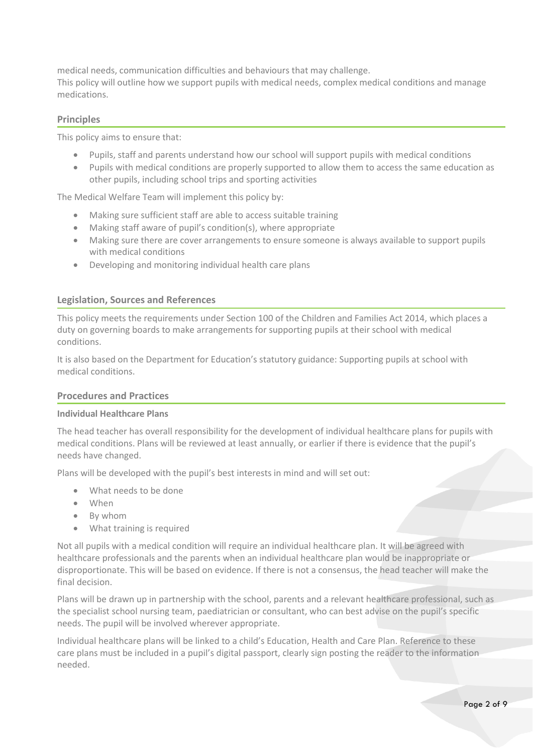medical needs, communication difficulties and behaviours that may challenge.
This policy will outline how we support pupils with medical needs, complex medical conditions and manage medications.

## Principles

This policy aims to ensure that:

- Pupils, staff and parents understand how our school will support pupils with medical conditions
- Pupils with medical conditions are properly supported to allow them to access the same education as other pupils, including school trips and sporting activities

The Medical Welfare Team will implement this policy by:

- Making sure sufficient staff are able to access suitable training
- Making staff aware of pupil's condition(s), where appropriate
- Making sure there are cover arrangements to ensure someone is always available to support pupils with medical conditions
- Developing and monitoring individual health care plans

## Legislation, Sources and References

This policy meets the requirements under Section 100 of the Children and Families Act 2014, which places a duty on governing boards to make arrangements for supporting pupils at their school with medical conditions.

It is also based on the Department for Education's statutory guidance: Supporting pupils at school with medical conditions.

## Procedures and Practices

### Individual Healthcare Plans

The head teacher has overall responsibility for the development of individual healthcare plans for pupils with medical conditions. Plans will be reviewed at least annually, or earlier if there is evidence that the pupil's needs have changed.

Plans will be developed with the pupil's best interests in mind and will set out:

- What needs to be done
- When
- By whom
- What training is required

Not all pupils with a medical condition will require an individual healthcare plan. It will be agreed with healthcare professionals and the parents when an individual healthcare plan would be inappropriate or disproportionate. This will be based on evidence. If there is not a consensus, the head teacher will make the final decision.

Plans will be drawn up in partnership with the school, parents and a relevant healthcare professional, such as the specialist school nursing team, paediatrician or consultant, who can best advise on the pupil's specific needs. The pupil will be involved wherever appropriate.

Individual healthcare plans will be linked to a child's Education, Health and Care Plan. Reference to these care plans must be included in a pupil's digital passport, clearly sign posting the reader to the information needed.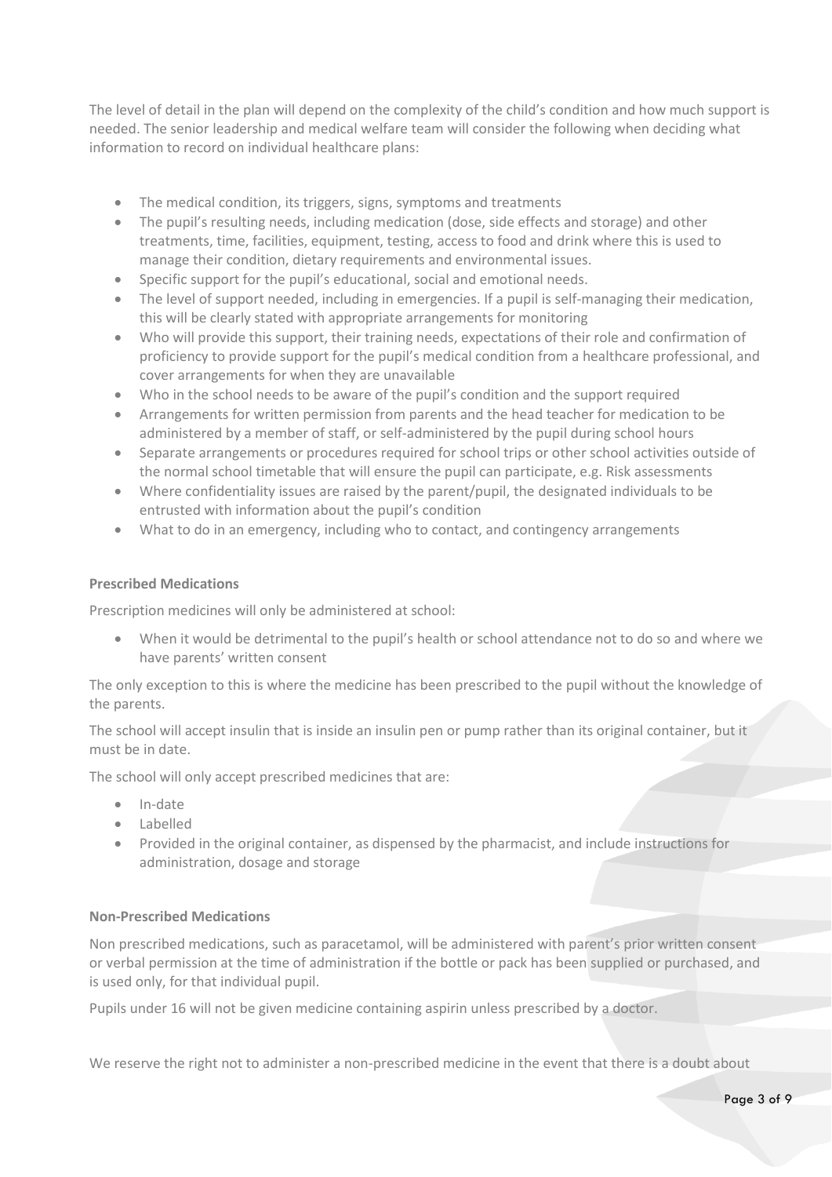The level of detail in the plan will depend on the complexity of the child's condition and how much support is needed. The senior leadership and medical welfare team will consider the following when deciding what information to record on individual healthcare plans:

- The medical condition, its triggers, signs, symptoms and treatments
- The pupil's resulting needs, including medication (dose, side effects and storage) and other treatments, time, facilities, equipment, testing, access to food and drink where this is used to manage their condition, dietary requirements and environmental issues.
- Specific support for the pupil's educational, social and emotional needs.
- The level of support needed, including in emergencies. If a pupil is self-managing their medication, this will be clearly stated with appropriate arrangements for monitoring
- Who will provide this support, their training needs, expectations of their role and confirmation of proficiency to provide support for the pupil's medical condition from a healthcare professional, and cover arrangements for when they are unavailable
- Who in the school needs to be aware of the pupil's condition and the support required
- Arrangements for written permission from parents and the head teacher for medication to be administered by a member of staff, or self-administered by the pupil during school hours
- Separate arrangements or procedures required for school trips or other school activities outside of the normal school timetable that will ensure the pupil can participate, e.g. Risk assessments
- Where confidentiality issues are raised by the parent/pupil, the designated individuals to be entrusted with information about the pupil's condition
- What to do in an emergency, including who to contact, and contingency arrangements

**Prescribed Medications**

Prescription medicines will only be administered at school:

- When it would be detrimental to the pupil's health or school attendance not to do so and where we have parents' written consent

The only exception to this is where the medicine has been prescribed to the pupil without the knowledge of the parents.

The school will accept insulin that is inside an insulin pen or pump rather than its original container, but it must be in date.

The school will only accept prescribed medicines that are:

- In-date
- Labelled
- Provided in the original container, as dispensed by the pharmacist, and include instructions for administration, dosage and storage

**Non-Prescribed Medications**

Non prescribed medications, such as paracetamol, will be administered with parent's prior written consent or verbal permission at the time of administration if the bottle or pack has been supplied or purchased, and is used only, for that individual pupil.

Pupils under 16 will not be given medicine containing aspirin unless prescribed by a doctor.

We reserve the right not to administer a non-prescribed medicine in the event that there is a doubt about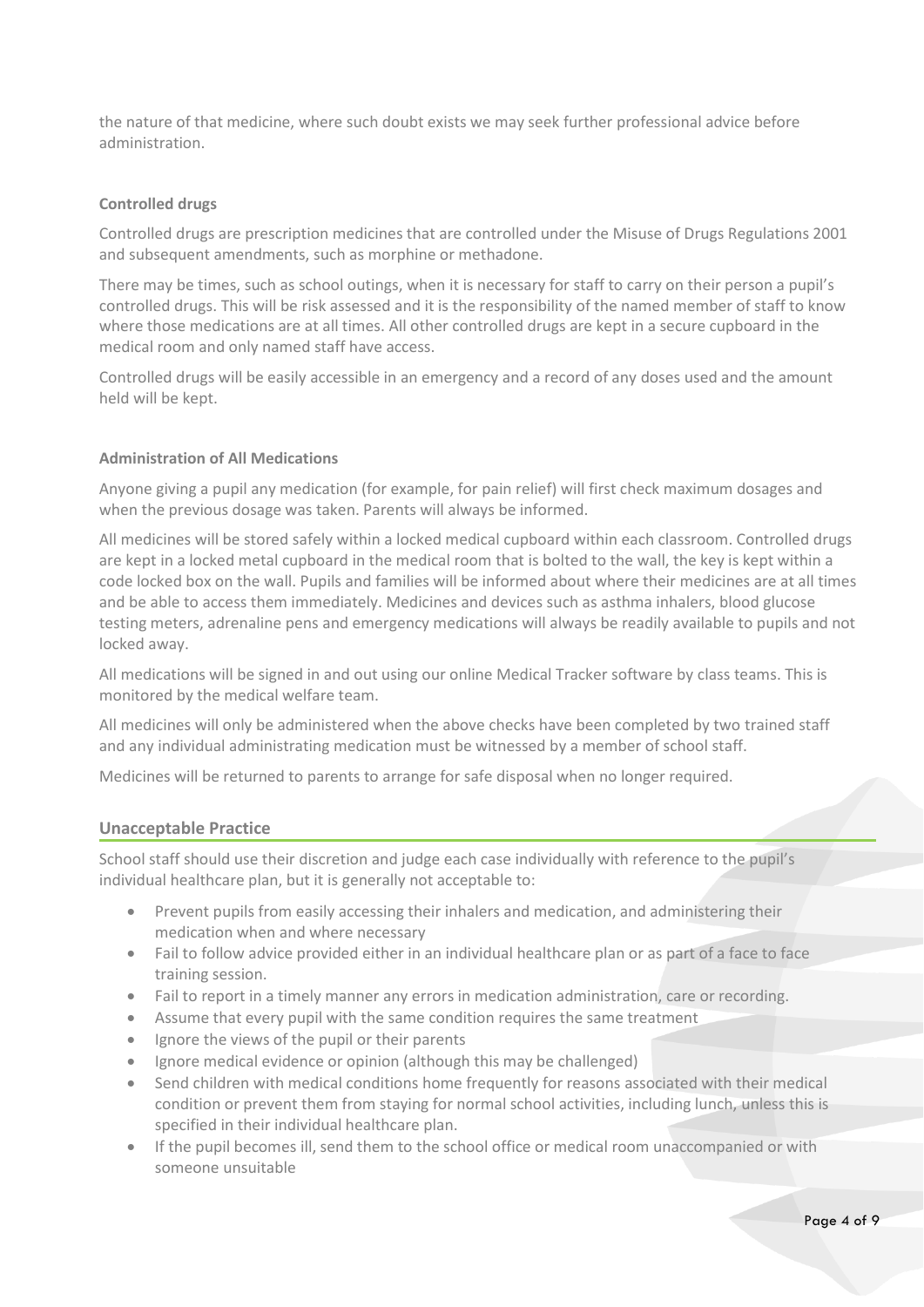the nature of that medicine, where such doubt exists we may seek further professional advice before administration.

**Controlled drugs**

Controlled drugs are prescription medicines that are controlled under the Misuse of Drugs Regulations 2001 and subsequent amendments, such as morphine or methadone.

There may be times, such as school outings, when it is necessary for staff to carry on their person a pupil's controlled drugs. This will be risk assessed and it is the responsibility of the named member of staff to know where those medications are at all times. All other controlled drugs are kept in a secure cupboard in the medical room and only named staff have access.

Controlled drugs will be easily accessible in an emergency and a record of any doses used and the amount held will be kept.

**Administration of All Medications**

Anyone giving a pupil any medication (for example, for pain relief) will first check maximum dosages and when the previous dosage was taken. Parents will always be informed.

All medicines will be stored safely within a locked medical cupboard within each classroom. Controlled drugs are kept in a locked metal cupboard in the medical room that is bolted to the wall, the key is kept within a code locked box on the wall. Pupils and families will be informed about where their medicines are at all times and be able to access them immediately. Medicines and devices such as asthma inhalers, blood glucose testing meters, adrenaline pens and emergency medications will always be readily available to pupils and not locked away.

All medications will be signed in and out using our online Medical Tracker software by class teams. This is monitored by the medical welfare team.

All medicines will only be administered when the above checks have been completed by two trained staff and any individual administrating medication must be witnessed by a member of school staff.

Medicines will be returned to parents to arrange for safe disposal when no longer required.

## Unacceptable Practice

School staff should use their discretion and judge each case individually with reference to the pupil's individual healthcare plan, but it is generally not acceptable to:

- Prevent pupils from easily accessing their inhalers and medication, and administering their medication when and where necessary
- Fail to follow advice provided either in an individual healthcare plan or as part of a face to face training session.
- Fail to report in a timely manner any errors in medication administration, care or recording.
- Assume that every pupil with the same condition requires the same treatment
- Ignore the views of the pupil or their parents
- Ignore medical evidence or opinion (although this may be challenged)
- Send children with medical conditions home frequently for reasons associated with their medical condition or prevent them from staying for normal school activities, including lunch, unless this is specified in their individual healthcare plan.
- If the pupil becomes ill, send them to the school office or medical room unaccompanied or with someone unsuitable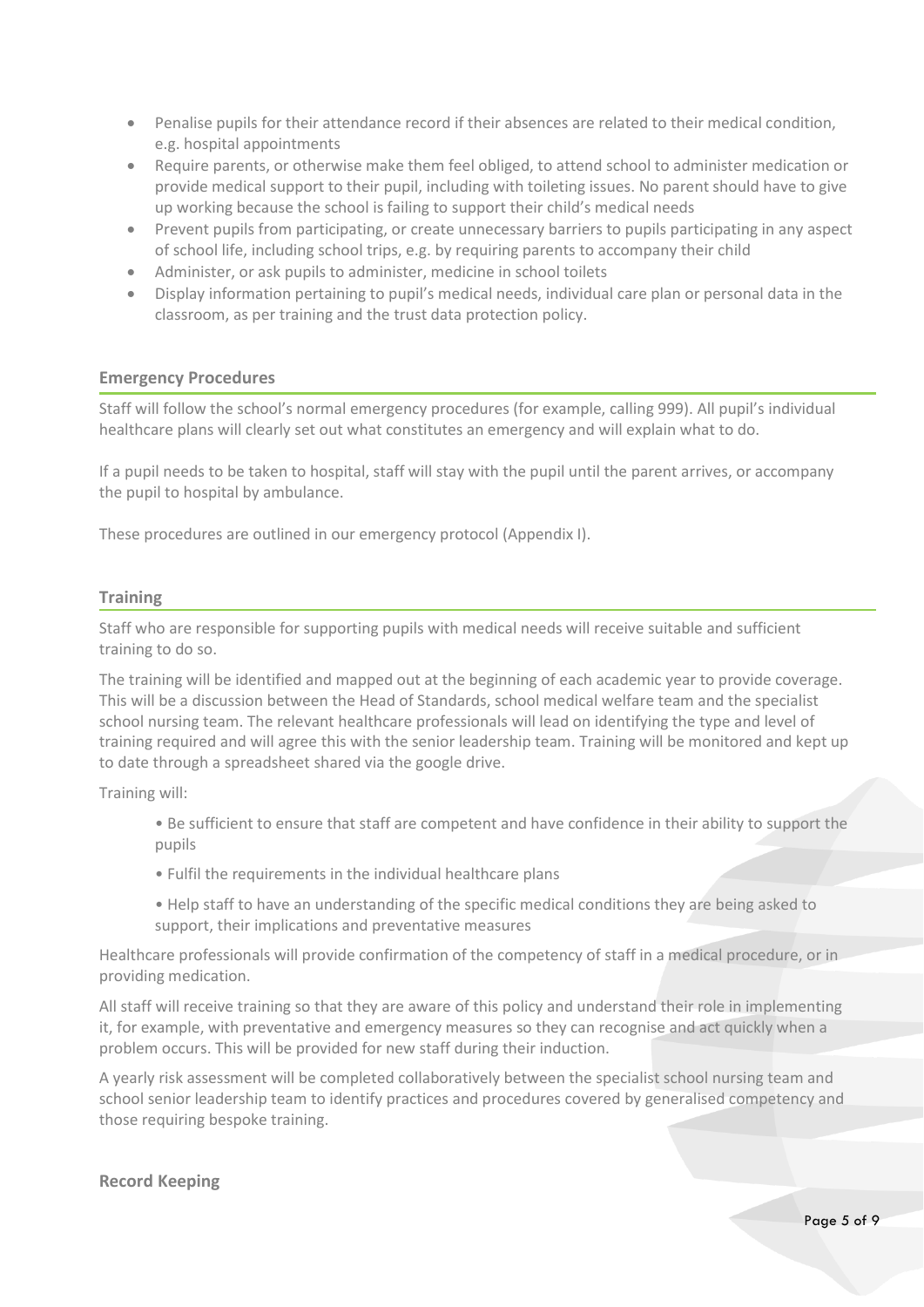- Penalise pupils for their attendance record if their absences are related to their medical condition, e.g. hospital appointments
- Require parents, or otherwise make them feel obliged, to attend school to administer medication or provide medical support to their pupil, including with toileting issues. No parent should have to give up working because the school is failing to support their child's medical needs
- Prevent pupils from participating, or create unnecessary barriers to pupils participating in any aspect of school life, including school trips, e.g. by requiring parents to accompany their child
- Administer, or ask pupils to administer, medicine in school toilets
- Display information pertaining to pupil's medical needs, individual care plan or personal data in the classroom, as per training and the trust data protection policy.

## Emergency Procedures

Staff will follow the school's normal emergency procedures (for example, calling 999). All pupil's individual healthcare plans will clearly set out what constitutes an emergency and will explain what to do.

If a pupil needs to be taken to hospital, staff will stay with the pupil until the parent arrives, or accompany the pupil to hospital by ambulance.

These procedures are outlined in our emergency protocol (Appendix I).

## Training

Staff who are responsible for supporting pupils with medical needs will receive suitable and sufficient training to do so.

The training will be identified and mapped out at the beginning of each academic year to provide coverage. This will be a discussion between the Head of Standards, school medical welfare team and the specialist school nursing team. The relevant healthcare professionals will lead on identifying the type and level of training required and will agree this with the senior leadership team. Training will be monitored and kept up to date through a spreadsheet shared via the google drive.

Training will:

- Be sufficient to ensure that staff are competent and have confidence in their ability to support the pupils
- Fulfil the requirements in the individual healthcare plans
- Help staff to have an understanding of the specific medical conditions they are being asked to support, their implications and preventative measures

Healthcare professionals will provide confirmation of the competency of staff in a medical procedure, or in providing medication.

All staff will receive training so that they are aware of this policy and understand their role in implementing it, for example, with preventative and emergency measures so they can recognise and act quickly when a problem occurs. This will be provided for new staff during their induction.

A yearly risk assessment will be completed collaboratively between the specialist school nursing team and school senior leadership team to identify practices and procedures covered by generalised competency and those requiring bespoke training.

## Record Keeping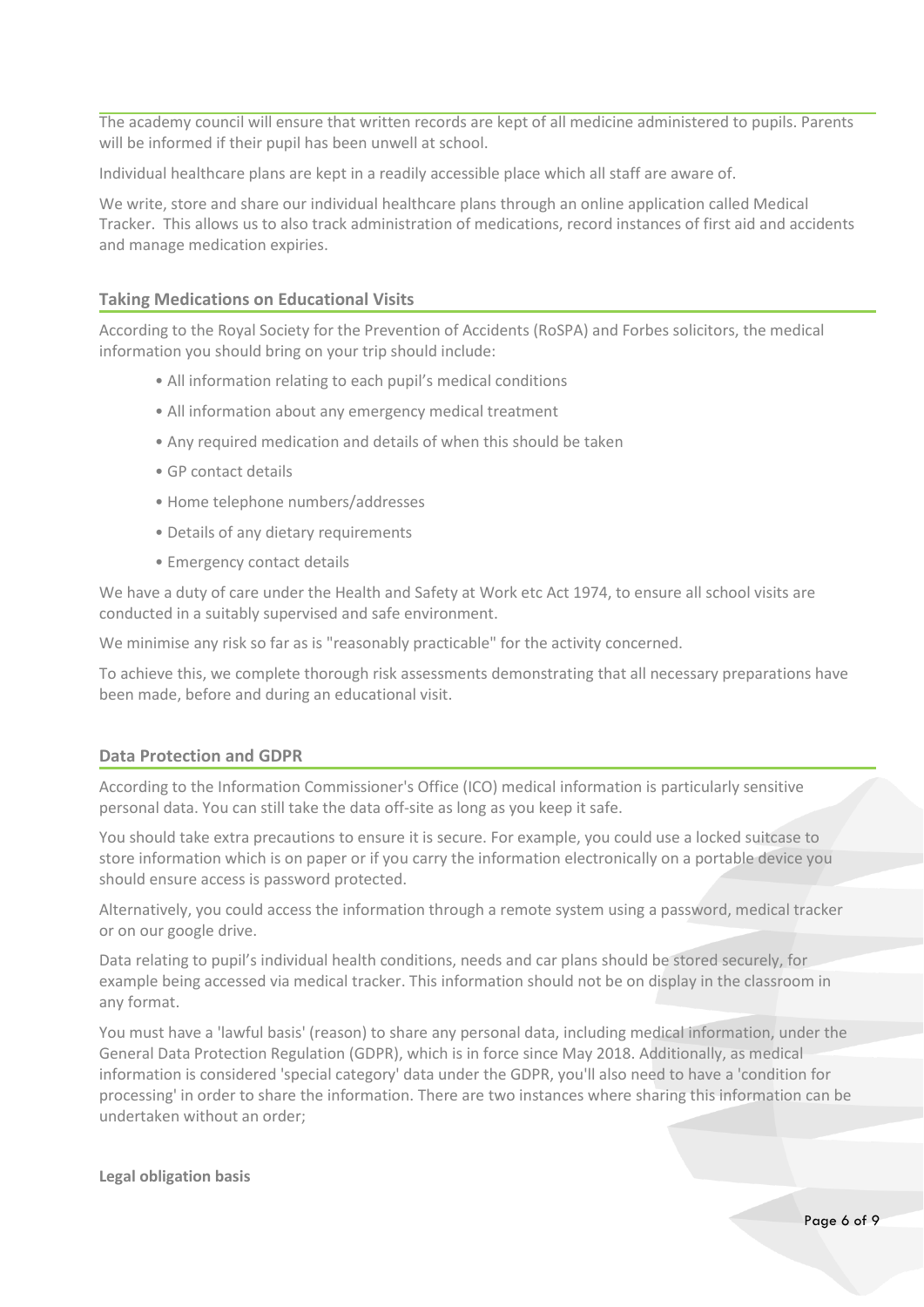The academy council will ensure that written records are kept of all medicine administered to pupils. Parents will be informed if their pupil has been unwell at school.

Individual healthcare plans are kept in a readily accessible place which all staff are aware of.

We write, store and share our individual healthcare plans through an online application called Medical Tracker. This allows us to also track administration of medications, record instances of first aid and accidents and manage medication expiries.

### Taking Medications on Educational Visits

According to the Royal Society for the Prevention of Accidents (RoSPA) and Forbes solicitors, the medical information you should bring on your trip should include:

- All information relating to each pupil's medical conditions
- All information about any emergency medical treatment
- Any required medication and details of when this should be taken
- GP contact details
- Home telephone numbers/addresses
- Details of any dietary requirements
- Emergency contact details

We have a duty of care under the Health and Safety at Work etc Act 1974, to ensure all school visits are conducted in a suitably supervised and safe environment.

We minimise any risk so far as is "reasonably practicable" for the activity concerned.

To achieve this, we complete thorough risk assessments demonstrating that all necessary preparations have been made, before and during an educational visit.

### Data Protection and GDPR

According to the Information Commissioner's Office (ICO) medical information is particularly sensitive personal data. You can still take the data off-site as long as you keep it safe.

You should take extra precautions to ensure it is secure. For example, you could use a locked suitcase to store information which is on paper or if you carry the information electronically on a portable device you should ensure access is password protected.

Alternatively, you could access the information through a remote system using a password, medical tracker or on our google drive.

Data relating to pupil's individual health conditions, needs and car plans should be stored securely, for example being accessed via medical tracker. This information should not be on display in the classroom in any format.

You must have a 'lawful basis' (reason) to share any personal data, including medical information, under the General Data Protection Regulation (GDPR), which is in force since May 2018. Additionally, as medical information is considered 'special category' data under the GDPR, you'll also need to have a 'condition for processing' in order to share the information. There are two instances where sharing this information can be undertaken without an order;

**Legal obligation basis**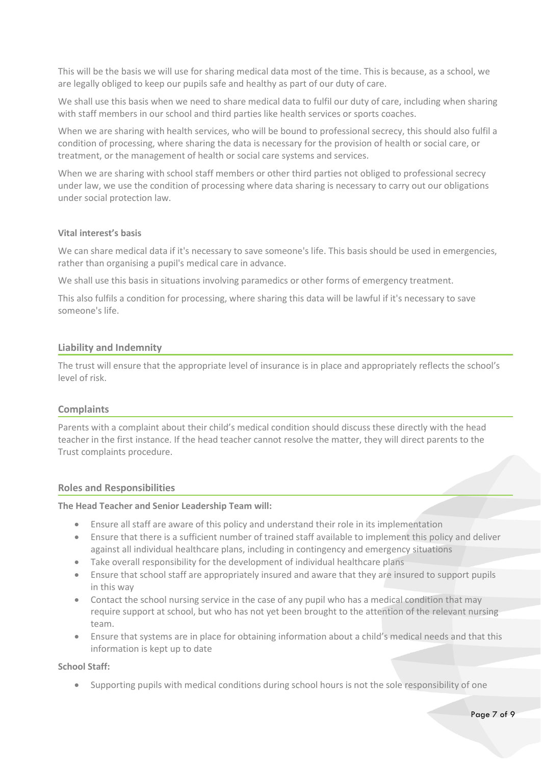This will be the basis we will use for sharing medical data most of the time. This is because, as a school, we are legally obliged to keep our pupils safe and healthy as part of our duty of care.

We shall use this basis when we need to share medical data to fulfil our duty of care, including when sharing with staff members in our school and third parties like health services or sports coaches.

When we are sharing with health services, who will be bound to professional secrecy, this should also fulfil a condition of processing, where sharing the data is necessary for the provision of health or social care, or treatment, or the management of health or social care systems and services.

When we are sharing with school staff members or other third parties not obliged to professional secrecy under law, we use the condition of processing where data sharing is necessary to carry out our obligations under social protection law.

**Vital interest's basis**

We can share medical data if it's necessary to save someone's life. This basis should be used in emergencies, rather than organising a pupil's medical care in advance.

We shall use this basis in situations involving paramedics or other forms of emergency treatment.

This also fulfils a condition for processing, where sharing this data will be lawful if it's necessary to save someone's life.

## Liability and Indemnity

The trust will ensure that the appropriate level of insurance is in place and appropriately reflects the school's level of risk.

## Complaints

Parents with a complaint about their child's medical condition should discuss these directly with the head teacher in the first instance. If the head teacher cannot resolve the matter, they will direct parents to the Trust complaints procedure.

## Roles and Responsibilities

**The Head Teacher and Senior Leadership Team will:**

- Ensure all staff are aware of this policy and understand their role in its implementation
- Ensure that there is a sufficient number of trained staff available to implement this policy and deliver against all individual healthcare plans, including in contingency and emergency situations
- Take overall responsibility for the development of individual healthcare plans
- Ensure that school staff are appropriately insured and aware that they are insured to support pupils in this way
- Contact the school nursing service in the case of any pupil who has a medical condition that may require support at school, but who has not yet been brought to the attention of the relevant nursing team.
- Ensure that systems are in place for obtaining information about a child's medical needs and that this information is kept up to date

**School Staff:**

- Supporting pupils with medical conditions during school hours is not the sole responsibility of one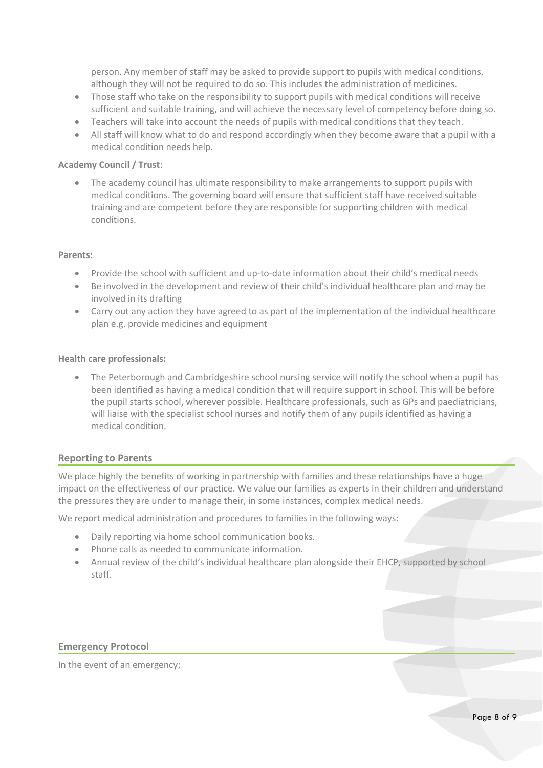person. Any member of staff may be asked to provide support to pupils with medical conditions, although they will not be required to do so. This includes the administration of medicines.

- Those staff who take on the responsibility to support pupils with medical conditions will receive sufficient and suitable training, and will achieve the necessary level of competency before doing so.
- Teachers will take into account the needs of pupils with medical conditions that they teach.
- All staff will know what to do and respond accordingly when they become aware that a pupil with a medical condition needs help.

**Academy Council / Trust**:

- The academy council has ultimate responsibility to make arrangements to support pupils with medical conditions. The governing board will ensure that sufficient staff have received suitable training and are competent before they are responsible for supporting children with medical conditions.

**Parents:**

- Provide the school with sufficient and up-to-date information about their child's medical needs
- Be involved in the development and review of their child's individual healthcare plan and may be involved in its drafting
- Carry out any action they have agreed to as part of the implementation of the individual healthcare plan e.g. provide medicines and equipment

**Health care professionals:**

- The Peterborough and Cambridgeshire school nursing service will notify the school when a pupil has been identified as having a medical condition that will require support in school. This will be before the pupil starts school, wherever possible. Healthcare professionals, such as GPs and paediatricians, will liaise with the specialist school nurses and notify them of any pupils identified as having a medical condition.

## Reporting to Parents

We place highly the benefits of working in partnership with families and these relationships have a huge impact on the effectiveness of our practice. We value our families as experts in their children and understand the pressures they are under to manage their, in some instances, complex medical needs.

We report medical administration and procedures to families in the following ways:

- Daily reporting via home school communication books.
- Phone calls as needed to communicate information.
- Annual review of the child's individual healthcare plan alongside their EHCP, supported by school staff.

## Emergency Protocol

In the event of an emergency;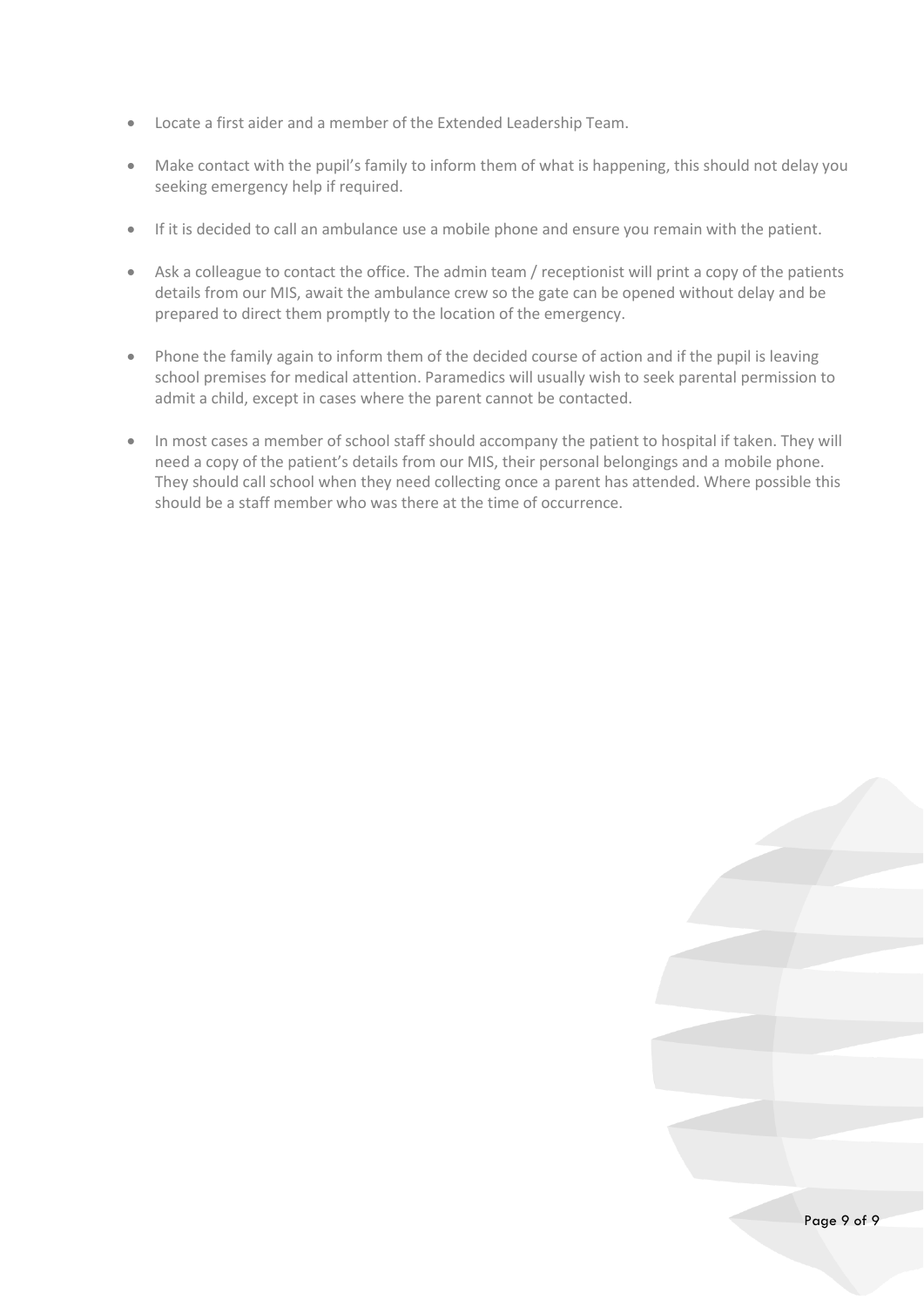- Locate a first aider and a member of the Extended Leadership Team.

- Make contact with the pupil's family to inform them of what is happening, this should not delay you seeking emergency help if required.

- If it is decided to call an ambulance use a mobile phone and ensure you remain with the patient.

- Ask a colleague to contact the office. The admin team / receptionist will print a copy of the patients details from our MIS, await the ambulance crew so the gate can be opened without delay and be prepared to direct them promptly to the location of the emergency.

- Phone the family again to inform them of the decided course of action and if the pupil is leaving school premises for medical attention. Paramedics will usually wish to seek parental permission to admit a child, except in cases where the parent cannot be contacted.

- In most cases a member of school staff should accompany the patient to hospital if taken. They will need a copy of the patient's details from our MIS, their personal belongings and a mobile phone. They should call school when they need collecting once a parent has attended. Where possible this should be a staff member who was there at the time of occurrence.